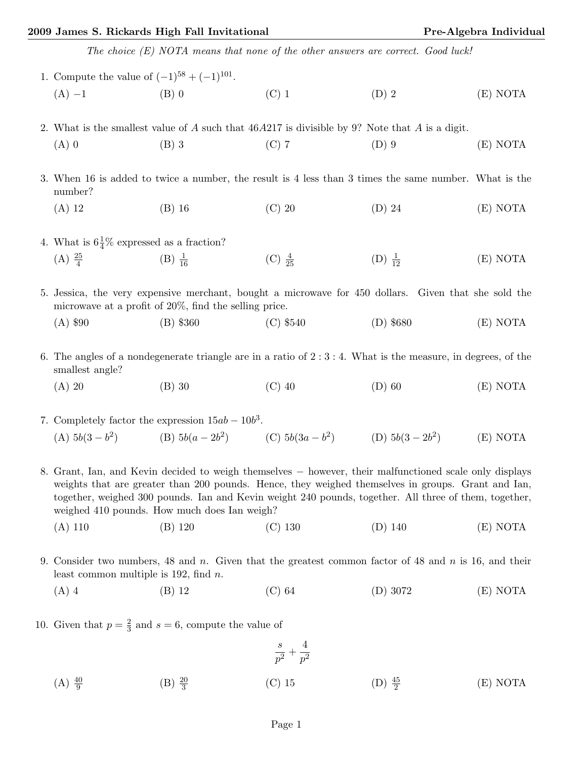*The choice (E) NOTA means that none of the other answers are correct. Good luck!*

1. Compute the value of $(-1)^{58} + (-1)^{101}$.

   (A) $-1$  (B) 0  (C) 1  (D) 2  (E) NOTA

2. What is the smallest value of $A$ such that $46A217$ is divisible by 9? Note that $A$ is a digit.

   (A) 0  (B) 3  (C) 7  (D) 9  (E) NOTA

3. When 16 is added to twice a number, the result is 4 less than 3 times the same number. What is the number?

   (A) 12  (B) 16  (C) 20  (D) 24  (E) NOTA

4. What is $6\frac{1}{4}\%$ expressed as a fraction?

   (A) $\frac{25}{4}$  (B) $\frac{1}{16}$  (C) $\frac{4}{25}$  (D) $\frac{1}{12}$  (E) NOTA

5. Jessica, the very expensive merchant, bought a microwave for 450 dollars. Given that she sold the microwave at a profit of 20%, find the selling price.

   (A) \$90  (B) \$360  (C) \$540  (D) \$680  (E) NOTA

6. The angles of a nondegenerate triangle are in a ratio of $2:3:4$. What is the measure, in degrees, of the smallest angle?

   (A) 20  (B) 30  (C) 40  (D) 60  (E) NOTA

7. Completely factor the expression $15ab - 10b^3$.

   (A) $5b(3 - b^2)$  (B) $5b(a - 2b^2)$  (C) $5b(3a - b^2)$  (D) $5b(3 - 2b^2)$  (E) NOTA

8. Grant, Ian, and Kevin decided to weigh themselves − however, their malfunctioned scale only displays weights that are greater than 200 pounds. Hence, they weighed themselves in groups. Grant and Ian, together, weighed 300 pounds. Ian and Kevin weight 240 pounds, together. All three of them, together, weighed 410 pounds. How much does Ian weigh?

   (A) 110  (B) 120  (C) 130  (D) 140  (E) NOTA

9. Consider two numbers, 48 and $n$. Given that the greatest common factor of 48 and $n$ is 16, and their least common multiple is 192, find $n$.

   (A) 4  (B) 12  (C) 64  (D) 3072  (E) NOTA

10. Given that $p = \frac{2}{3}$ and $s = 6$, compute the value of

$$\frac{s}{p^2} + \frac{4}{p^2}$$

   (A) $\frac{40}{9}$  (B) $\frac{20}{3}$  (C) 15  (D) $\frac{45}{2}$  (E) NOTA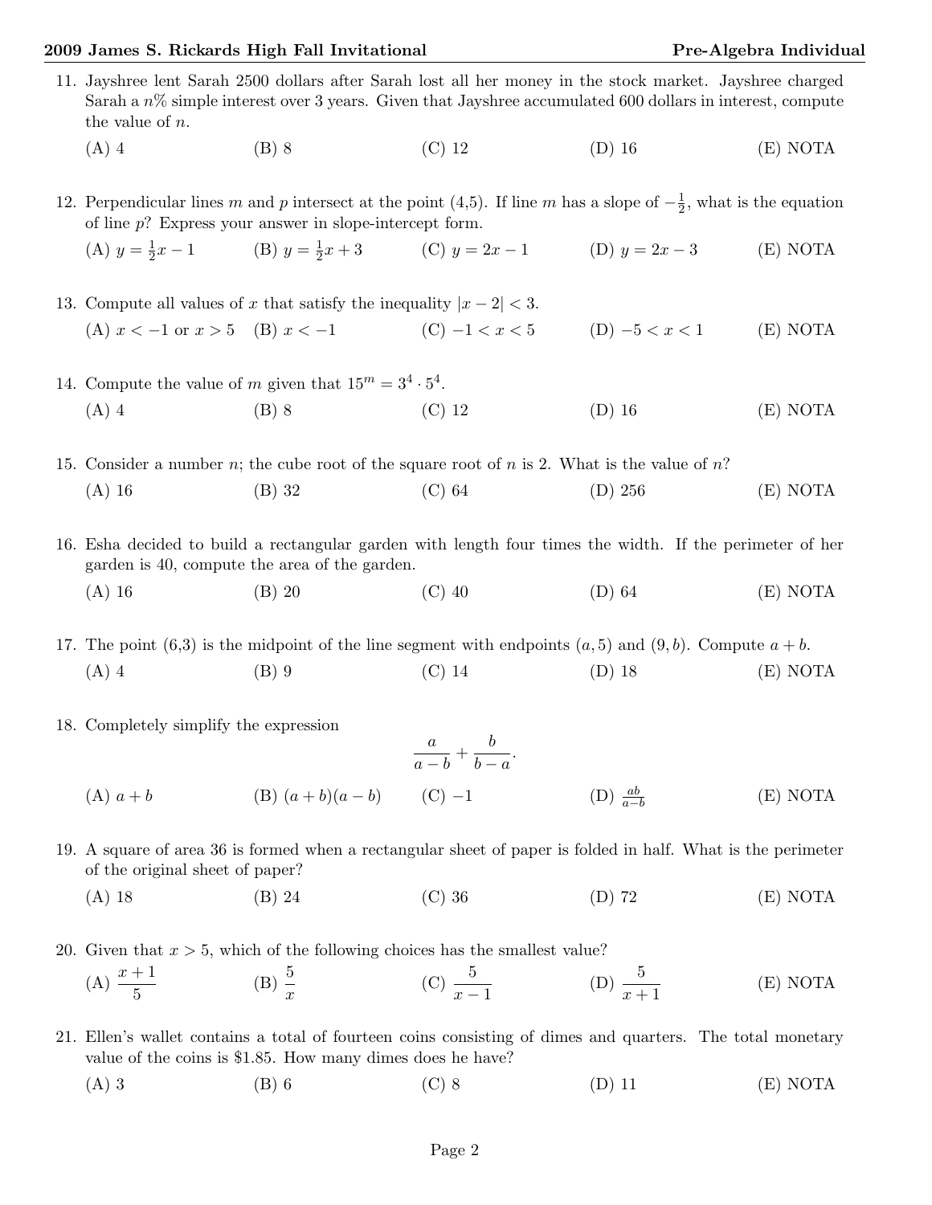11. Jayshree lent Sarah 2500 dollars after Sarah lost all her money in the stock market. Jayshree charged Sarah a $n\%$ simple interest over 3 years. Given that Jayshree accumulated 600 dollars in interest, compute the value of $n$.

    (A) 4 (B) 8 (C) 12 (D) 16 (E) NOTA

12. Perpendicular lines $m$ and $p$ intersect at the point (4,5). If line $m$ has a slope of $-\frac{1}{2}$, what is the equation of line $p$? Express your answer in slope-intercept form.

    (A) $y = \frac{1}{2}x - 1$ (B) $y = \frac{1}{2}x + 3$ (C) $y = 2x - 1$ (D) $y = 2x - 3$ (E) NOTA

13. Compute all values of $x$ that satisfy the inequality $|x - 2| < 3$.

    (A) $x < -1$ or $x > 5$ (B) $x < -1$ (C) $-1 < x < 5$ (D) $-5 < x < 1$ (E) NOTA

14. Compute the value of $m$ given that $15^m = 3^4 \cdot 5^4$.

    (A) 4 (B) 8 (C) 12 (D) 16 (E) NOTA

15. Consider a number $n$; the cube root of the square root of $n$ is 2. What is the value of $n$?

    (A) 16 (B) 32 (C) 64 (D) 256 (E) NOTA

16. Esha decided to build a rectangular garden with length four times the width. If the perimeter of her garden is 40, compute the area of the garden.

    (A) 16 (B) 20 (C) 40 (D) 64 (E) NOTA

17. The point (6,3) is the midpoint of the line segment with endpoints $(a, 5)$ and $(9, b)$. Compute $a + b$.

    (A) 4 (B) 9 (C) 14 (D) 18 (E) NOTA

18. Completely simplify the expression

    $$\frac{a}{a-b} + \frac{b}{b-a}.$$

    (A) $a + b$ (B) $(a + b)(a - b)$ (C) $-1$ (D) $\frac{ab}{a-b}$ (E) NOTA

19. A square of area 36 is formed when a rectangular sheet of paper is folded in half. What is the perimeter of the original sheet of paper?

    (A) 18 (B) 24 (C) 36 (D) 72 (E) NOTA

20. Given that $x > 5$, which of the following choices has the smallest value?

    (A) $\dfrac{x+1}{5}$ (B) $\dfrac{5}{x}$ (C) $\dfrac{5}{x-1}$ (D) $\dfrac{5}{x+1}$ (E) NOTA

21. Ellen's wallet contains a total of fourteen coins consisting of dimes and quarters. The total monetary value of the coins is \$1.85. How many dimes does he have?

    (A) 3 (B) 6 (C) 8 (D) 11 (E) NOTA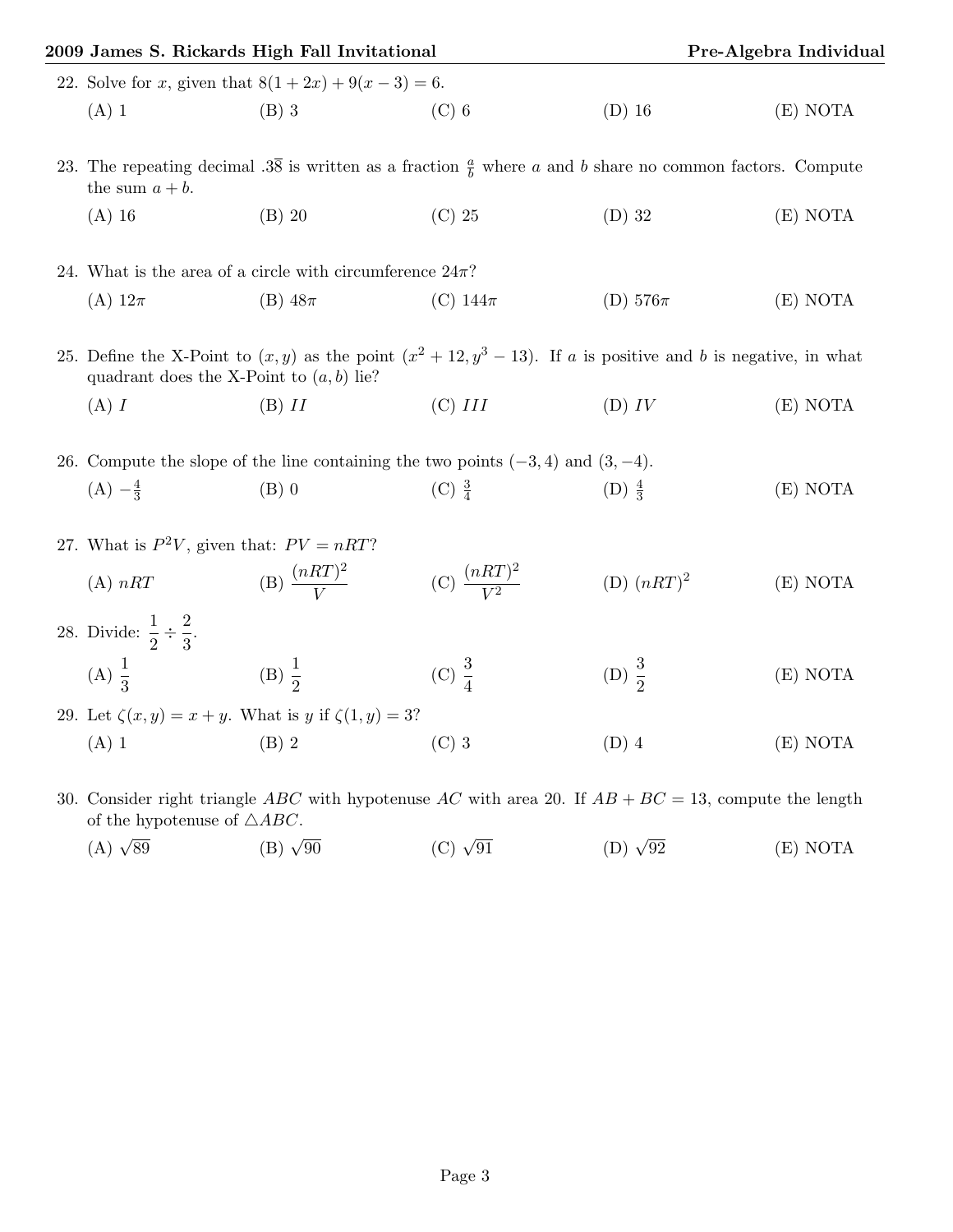22. Solve for $x$, given that $8(1+2x)+9(x-3)=6$.

    (A) 1 (B) 3 (C) 6 (D) 16 (E) NOTA

23. The repeating decimal $.3\overline{8}$ is written as a fraction $\frac{a}{b}$ where $a$ and $b$ share no common factors. Compute the sum $a+b$.

    (A) 16 (B) 20 (C) 25 (D) 32 (E) NOTA

24. What is the area of a circle with circumference $24\pi$?

    (A) $12\pi$ (B) $48\pi$ (C) $144\pi$ (D) $576\pi$ (E) NOTA

25. Define the X-Point to $(x, y)$ as the point $(x^2+12, y^3-13)$. If $a$ is positive and $b$ is negative, in what quadrant does the X-Point to $(a, b)$ lie?

    (A) $I$ (B) $II$ (C) $III$ (D) $IV$ (E) NOTA

26. Compute the slope of the line containing the two points $(-3, 4)$ and $(3, -4)$.

    (A) $-\frac{4}{3}$ (B) 0 (C) $\frac{3}{4}$ (D) $\frac{4}{3}$ (E) NOTA

27. What is $P^2V$, given that: $PV = nRT$?

    (A) $nRT$ (B) $\dfrac{(nRT)^2}{V}$ (C) $\dfrac{(nRT)^2}{V^2}$ (D) $(nRT)^2$ (E) NOTA

28. Divide: $\dfrac{1}{2} \div \dfrac{2}{3}$.

    (A) $\dfrac{1}{3}$ (B) $\dfrac{1}{2}$ (C) $\dfrac{3}{4}$ (D) $\dfrac{3}{2}$ (E) NOTA

29. Let $\zeta(x, y) = x + y$. What is $y$ if $\zeta(1, y) = 3$?

    (A) 1 (B) 2 (C) 3 (D) 4 (E) NOTA

30. Consider right triangle $ABC$ with hypotenuse $AC$ with area 20. If $AB + BC = 13$, compute the length of the hypotenuse of $\triangle ABC$.

    (A) $\sqrt{89}$ (B) $\sqrt{90}$ (C) $\sqrt{91}$ (D) $\sqrt{92}$ (E) NOTA